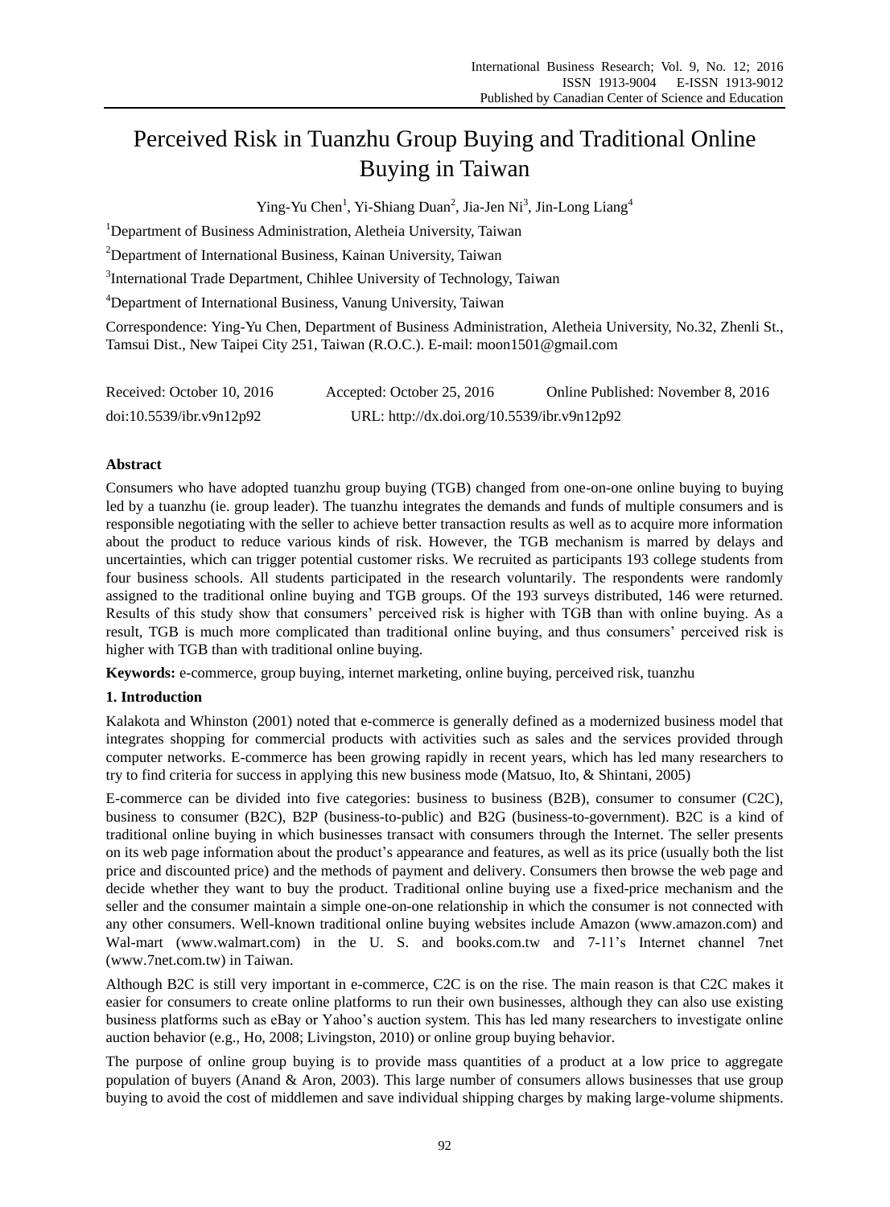# Perceived Risk in Tuanzhu Group Buying and Traditional Online Buying in Taiwan

Ying-Yu Chen[1], Yi-Shiang Duan[2], Jia-Jen Ni[3], Jin-Long Liang[4]

[1]Department of Business Administration, Aletheia University, Taiwan

[2]Department of International Business, Kainan University, Taiwan

[3]International Trade Department, Chihlee University of Technology, Taiwan

[4]Department of International Business, Vanung University, Taiwan

Correspondence: Ying-Yu Chen, Department of Business Administration, Aletheia University, No.32, Zhenli St., Tamsui Dist., New Taipei City 251, Taiwan (R.O.C.). E-mail: moon1501@gmail.com

Received: October 10, 2016 Accepted: October 25, 2016 Online Published: November 8, 2016

doi:10.5539/ibr.v9n12p92 URL: http://dx.doi.org/10.5539/ibr.v9n12p92

## Abstract

Consumers who have adopted tuanzhu group buying (TGB) changed from one-on-one online buying to buying led by a tuanzhu (ie. group leader). The tuanzhu integrates the demands and funds of multiple consumers and is responsible negotiating with the seller to achieve better transaction results as well as to acquire more information about the product to reduce various kinds of risk. However, the TGB mechanism is marred by delays and uncertainties, which can trigger potential customer risks. We recruited as participants 193 college students from four business schools. All students participated in the research voluntarily. The respondents were randomly assigned to the traditional online buying and TGB groups. Of the 193 surveys distributed, 146 were returned. Results of this study show that consumers' perceived risk is higher with TGB than with online buying. As a result, TGB is much more complicated than traditional online buying, and thus consumers' perceived risk is higher with TGB than with traditional online buying.

**Keywords:** e-commerce, group buying, internet marketing, online buying, perceived risk, tuanzhu

## 1. Introduction

Kalakota and Whinston (2001) noted that e-commerce is generally defined as a modernized business model that integrates shopping for commercial products with activities such as sales and the services provided through computer networks. E-commerce has been growing rapidly in recent years, which has led many researchers to try to find criteria for success in applying this new business mode (Matsuo, Ito, & Shintani, 2005)

E-commerce can be divided into five categories: business to business (B2B), consumer to consumer (C2C), business to consumer (B2C), B2P (business-to-public) and B2G (business-to-government). B2C is a kind of traditional online buying in which businesses transact with consumers through the Internet. The seller presents on its web page information about the product's appearance and features, as well as its price (usually both the list price and discounted price) and the methods of payment and delivery. Consumers then browse the web page and decide whether they want to buy the product. Traditional online buying use a fixed-price mechanism and the seller and the consumer maintain a simple one-on-one relationship in which the consumer is not connected with any other consumers. Well-known traditional online buying websites include Amazon (www.amazon.com) and Wal-mart (www.walmart.com) in the U. S. and books.com.tw and 7-11's Internet channel 7net (www.7net.com.tw) in Taiwan.

Although B2C is still very important in e-commerce, C2C is on the rise. The main reason is that C2C makes it easier for consumers to create online platforms to run their own businesses, although they can also use existing business platforms such as eBay or Yahoo's auction system. This has led many researchers to investigate online auction behavior (e.g., Ho, 2008; Livingston, 2010) or online group buying behavior.

The purpose of online group buying is to provide mass quantities of a product at a low price to aggregate population of buyers (Anand & Aron, 2003). This large number of consumers allows businesses that use group buying to avoid the cost of middlemen and save individual shipping charges by making large-volume shipments.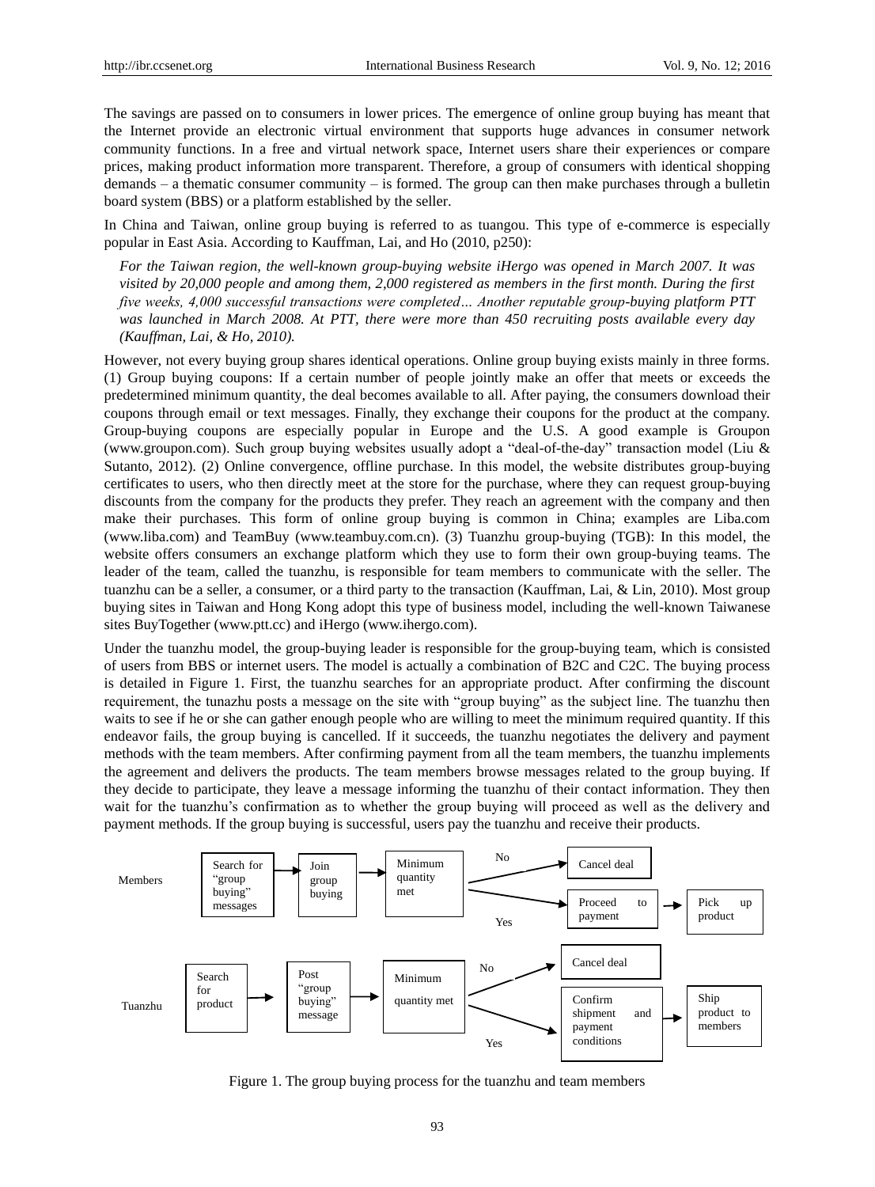The savings are passed on to consumers in lower prices. The emergence of online group buying has meant that the Internet provide an electronic virtual environment that supports huge advances in consumer network community functions. In a free and virtual network space, Internet users share their experiences or compare prices, making product information more transparent. Therefore, a group of consumers with identical shopping demands – a thematic consumer community – is formed. The group can then make purchases through a bulletin board system (BBS) or a platform established by the seller.

In China and Taiwan, online group buying is referred to as tuangou. This type of e-commerce is especially popular in East Asia. According to Kauffman, Lai, and Ho (2010, p250):

> *For the Taiwan region, the well-known group-buying website iHergo was opened in March 2007. It was visited by 20,000 people and among them, 2,000 registered as members in the first month. During the first five weeks, 4,000 successful transactions were completed… Another reputable group-buying platform PTT was launched in March 2008. At PTT, there were more than 450 recruiting posts available every day (Kauffman, Lai, & Ho, 2010).*

However, not every buying group shares identical operations. Online group buying exists mainly in three forms. (1) Group buying coupons: If a certain number of people jointly make an offer that meets or exceeds the predetermined minimum quantity, the deal becomes available to all. After paying, the consumers download their coupons through email or text messages. Finally, they exchange their coupons for the product at the company. Group-buying coupons are especially popular in Europe and the U.S. A good example is Groupon (www.groupon.com). Such group buying websites usually adopt a "deal-of-the-day" transaction model (Liu & Sutanto, 2012). (2) Online convergence, offline purchase. In this model, the website distributes group-buying certificates to users, who then directly meet at the store for the purchase, where they can request group-buying discounts from the company for the products they prefer. They reach an agreement with the company and then make their purchases. This form of online group buying is common in China; examples are Liba.com (www.liba.com) and TeamBuy (www.teambuy.com.cn). (3) Tuanzhu group-buying (TGB): In this model, the website offers consumers an exchange platform which they use to form their own group-buying teams. The leader of the team, called the tuanzhu, is responsible for team members to communicate with the seller. The tuanzhu can be a seller, a consumer, or a third party to the transaction (Kauffman, Lai, & Lin, 2010). Most group buying sites in Taiwan and Hong Kong adopt this type of business model, including the well-known Taiwanese sites BuyTogether (www.ptt.cc) and iHergo (www.ihergo.com).

Under the tuanzhu model, the group-buying leader is responsible for the group-buying team, which is consisted of users from BBS or internet users. The model is actually a combination of B2C and C2C. The buying process is detailed in Figure 1. First, the tuanzhu searches for an appropriate product. After confirming the discount requirement, the tunazhu posts a message on the site with "group buying" as the subject line. The tuanzhu then waits to see if he or she can gather enough people who are willing to meet the minimum required quantity. If this endeavor fails, the group buying is cancelled. If it succeeds, the tuanzhu negotiates the delivery and payment methods with the team members. After confirming payment from all the team members, the tuanzhu implements the agreement and delivers the products. The team members browse messages related to the group buying. If they decide to participate, they leave a message informing the tuanzhu of their contact information. They then wait for the tuanzhu's confirmation as to whether the group buying will proceed as well as the delivery and payment methods. If the group buying is successful, users pay the tuanzhu and receive their products.

Members
Search for "group buying" messages
Join group buying
Minimum quantity met
No
Cancel deal
Yes
Proceed to payment
Pick up product

Tuanzhu
Search for product
Post "group buying" message
Minimum quantity met
No
Cancel deal
Yes
Confirm shipment and payment conditions
Ship product to members

Figure 1. The group buying process for the tuanzhu and team members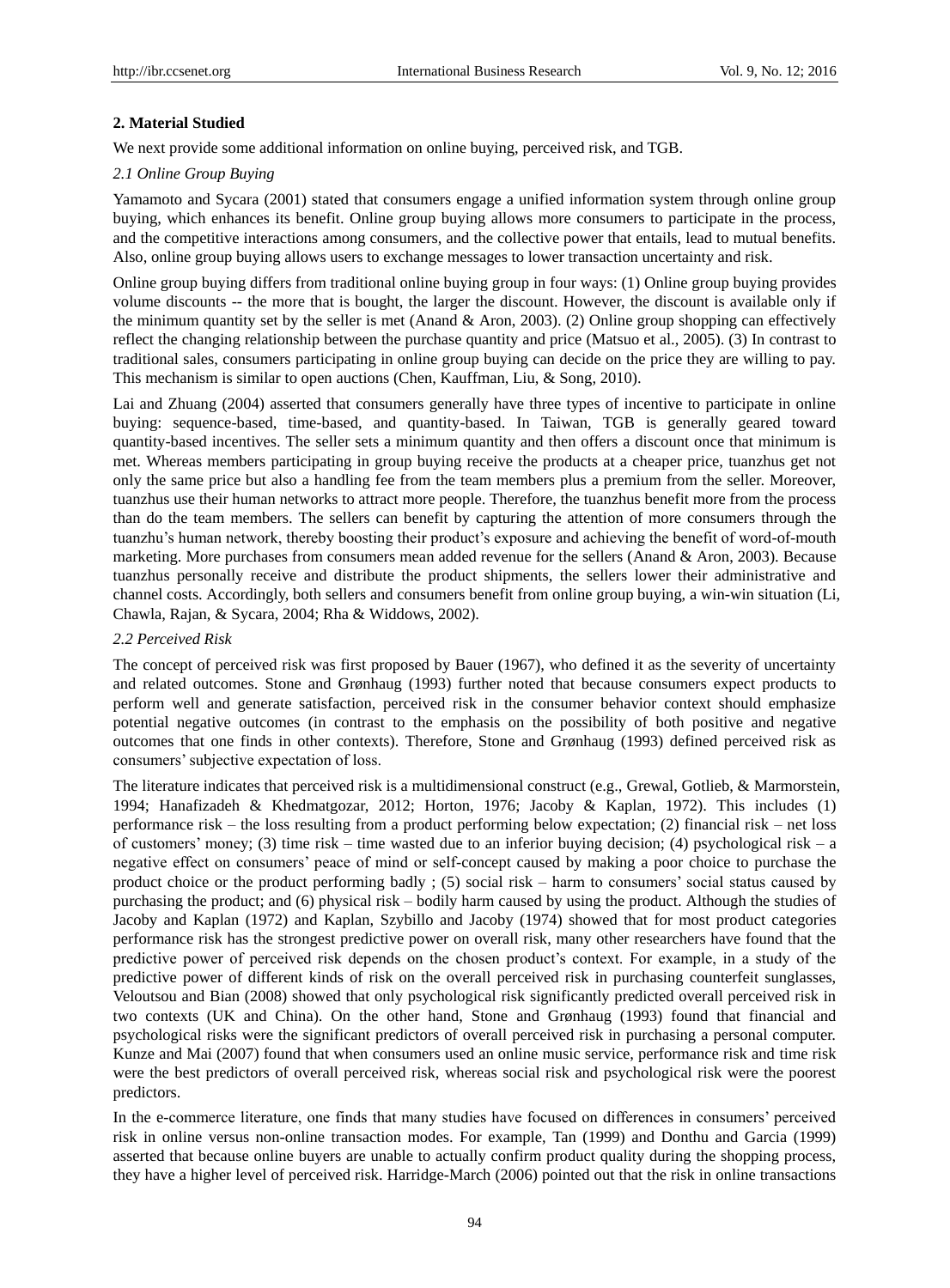## 2. Material Studied

We next provide some additional information on online buying, perceived risk, and TGB.

### *2.1 Online Group Buying*

Yamamoto and Sycara (2001) stated that consumers engage a unified information system through online group buying, which enhances its benefit. Online group buying allows more consumers to participate in the process, and the competitive interactions among consumers, and the collective power that entails, lead to mutual benefits. Also, online group buying allows users to exchange messages to lower transaction uncertainty and risk.

Online group buying differs from traditional online buying group in four ways: (1) Online group buying provides volume discounts -- the more that is bought, the larger the discount. However, the discount is available only if the minimum quantity set by the seller is met (Anand & Aron, 2003). (2) Online group shopping can effectively reflect the changing relationship between the purchase quantity and price (Matsuo et al., 2005). (3) In contrast to traditional sales, consumers participating in online group buying can decide on the price they are willing to pay. This mechanism is similar to open auctions (Chen, Kauffman, Liu, & Song, 2010).

Lai and Zhuang (2004) asserted that consumers generally have three types of incentive to participate in online buying: sequence-based, time-based, and quantity-based. In Taiwan, TGB is generally geared toward quantity-based incentives. The seller sets a minimum quantity and then offers a discount once that minimum is met. Whereas members participating in group buying receive the products at a cheaper price, tuanzhus get not only the same price but also a handling fee from the team members plus a premium from the seller. Moreover, tuanzhus use their human networks to attract more people. Therefore, the tuanzhus benefit more from the process than do the team members. The sellers can benefit by capturing the attention of more consumers through the tuanzhu's human network, thereby boosting their product's exposure and achieving the benefit of word-of-mouth marketing. More purchases from consumers mean added revenue for the sellers (Anand & Aron, 2003). Because tuanzhus personally receive and distribute the product shipments, the sellers lower their administrative and channel costs. Accordingly, both sellers and consumers benefit from online group buying, a win-win situation (Li, Chawla, Rajan, & Sycara, 2004; Rha & Widdows, 2002).

### *2.2 Perceived Risk*

The concept of perceived risk was first proposed by Bauer (1967), who defined it as the severity of uncertainty and related outcomes. Stone and Grønhaug (1993) further noted that because consumers expect products to perform well and generate satisfaction, perceived risk in the consumer behavior context should emphasize potential negative outcomes (in contrast to the emphasis on the possibility of both positive and negative outcomes that one finds in other contexts). Therefore, Stone and Grønhaug (1993) defined perceived risk as consumers' subjective expectation of loss.

The literature indicates that perceived risk is a multidimensional construct (e.g., Grewal, Gotlieb, & Marmorstein, 1994; Hanafizadeh & Khedmatgozar, 2012; Horton, 1976; Jacoby & Kaplan, 1972). This includes (1) performance risk – the loss resulting from a product performing below expectation; (2) financial risk – net loss of customers' money; (3) time risk – time wasted due to an inferior buying decision; (4) psychological risk – a negative effect on consumers' peace of mind or self-concept caused by making a poor choice to purchase the product choice or the product performing badly ; (5) social risk – harm to consumers' social status caused by purchasing the product; and (6) physical risk – bodily harm caused by using the product. Although the studies of Jacoby and Kaplan (1972) and Kaplan, Szybillo and Jacoby (1974) showed that for most product categories performance risk has the strongest predictive power on overall risk, many other researchers have found that the predictive power of perceived risk depends on the chosen product's context. For example, in a study of the predictive power of different kinds of risk on the overall perceived risk in purchasing counterfeit sunglasses, Veloutsou and Bian (2008) showed that only psychological risk significantly predicted overall perceived risk in two contexts (UK and China). On the other hand, Stone and Grønhaug (1993) found that financial and psychological risks were the significant predictors of overall perceived risk in purchasing a personal computer. Kunze and Mai (2007) found that when consumers used an online music service, performance risk and time risk were the best predictors of overall perceived risk, whereas social risk and psychological risk were the poorest predictors.

In the e-commerce literature, one finds that many studies have focused on differences in consumers' perceived risk in online versus non-online transaction modes. For example, Tan (1999) and Donthu and Garcia (1999) asserted that because online buyers are unable to actually confirm product quality during the shopping process, they have a higher level of perceived risk. Harridge-March (2006) pointed out that the risk in online transactions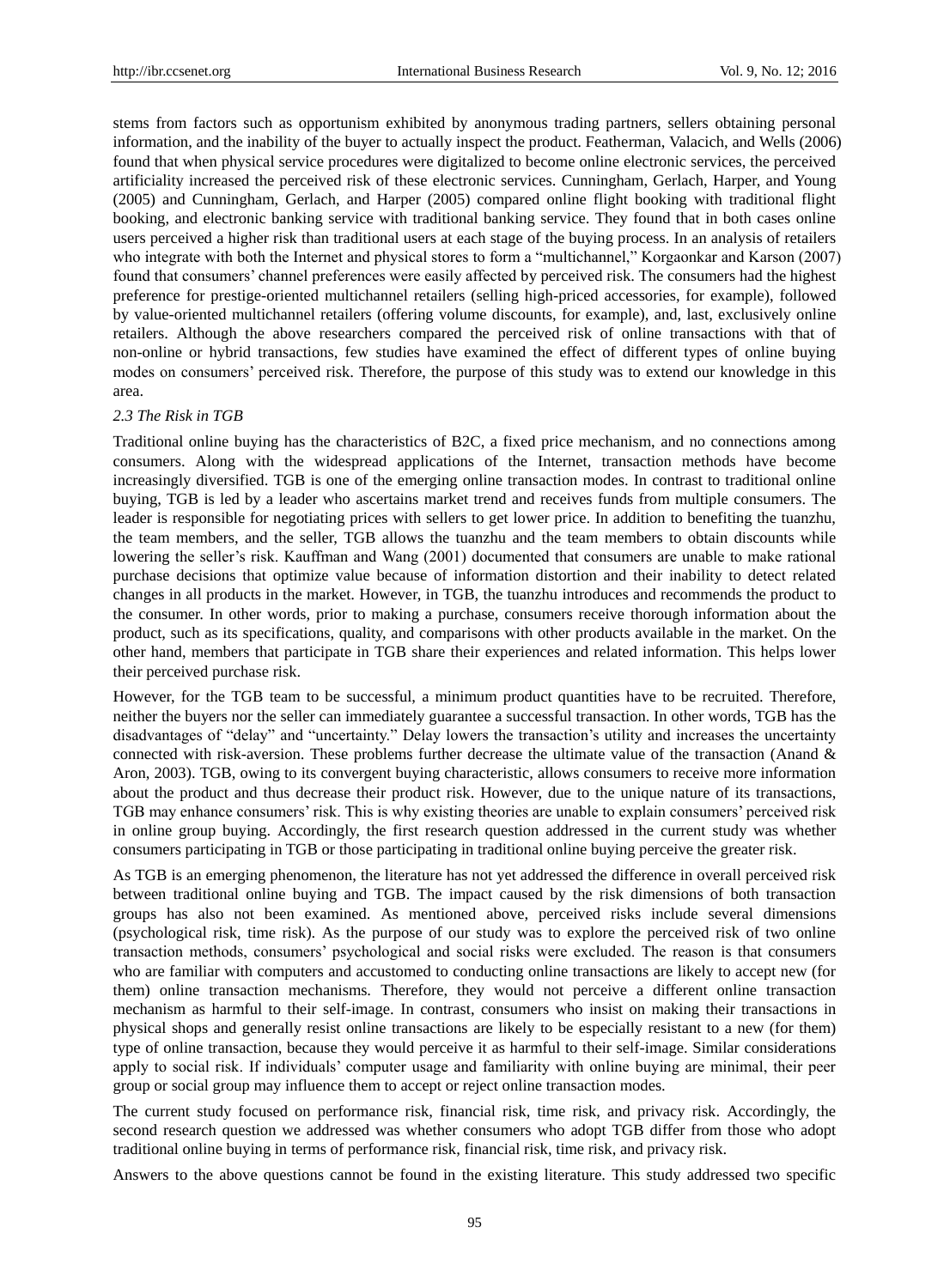stems from factors such as opportunism exhibited by anonymous trading partners, sellers obtaining personal information, and the inability of the buyer to actually inspect the product. Featherman, Valacich, and Wells (2006) found that when physical service procedures were digitalized to become online electronic services, the perceived artificiality increased the perceived risk of these electronic services. Cunningham, Gerlach, Harper, and Young (2005) and Cunningham, Gerlach, and Harper (2005) compared online flight booking with traditional flight booking, and electronic banking service with traditional banking service. They found that in both cases online users perceived a higher risk than traditional users at each stage of the buying process. In an analysis of retailers who integrate with both the Internet and physical stores to form a "multichannel," Korgaonkar and Karson (2007) found that consumers' channel preferences were easily affected by perceived risk. The consumers had the highest preference for prestige-oriented multichannel retailers (selling high-priced accessories, for example), followed by value-oriented multichannel retailers (offering volume discounts, for example), and, last, exclusively online retailers. Although the above researchers compared the perceived risk of online transactions with that of non-online or hybrid transactions, few studies have examined the effect of different types of online buying modes on consumers' perceived risk. Therefore, the purpose of this study was to extend our knowledge in this area.

### *2.3 The Risk in TGB*

Traditional online buying has the characteristics of B2C, a fixed price mechanism, and no connections among consumers. Along with the widespread applications of the Internet, transaction methods have become increasingly diversified. TGB is one of the emerging online transaction modes. In contrast to traditional online buying, TGB is led by a leader who ascertains market trend and receives funds from multiple consumers. The leader is responsible for negotiating prices with sellers to get lower price. In addition to benefiting the tuanzhu, the team members, and the seller, TGB allows the tuanzhu and the team members to obtain discounts while lowering the seller's risk. Kauffman and Wang (2001) documented that consumers are unable to make rational purchase decisions that optimize value because of information distortion and their inability to detect related changes in all products in the market. However, in TGB, the tuanzhu introduces and recommends the product to the consumer. In other words, prior to making a purchase, consumers receive thorough information about the product, such as its specifications, quality, and comparisons with other products available in the market. On the other hand, members that participate in TGB share their experiences and related information. This helps lower their perceived purchase risk.

However, for the TGB team to be successful, a minimum product quantities have to be recruited. Therefore, neither the buyers nor the seller can immediately guarantee a successful transaction. In other words, TGB has the disadvantages of "delay" and "uncertainty." Delay lowers the transaction's utility and increases the uncertainty connected with risk-aversion. These problems further decrease the ultimate value of the transaction (Anand & Aron, 2003). TGB, owing to its convergent buying characteristic, allows consumers to receive more information about the product and thus decrease their product risk. However, due to the unique nature of its transactions, TGB may enhance consumers' risk. This is why existing theories are unable to explain consumers' perceived risk in online group buying. Accordingly, the first research question addressed in the current study was whether consumers participating in TGB or those participating in traditional online buying perceive the greater risk.

As TGB is an emerging phenomenon, the literature has not yet addressed the difference in overall perceived risk between traditional online buying and TGB. The impact caused by the risk dimensions of both transaction groups has also not been examined. As mentioned above, perceived risks include several dimensions (psychological risk, time risk). As the purpose of our study was to explore the perceived risk of two online transaction methods, consumers' psychological and social risks were excluded. The reason is that consumers who are familiar with computers and accustomed to conducting online transactions are likely to accept new (for them) online transaction mechanisms. Therefore, they would not perceive a different online transaction mechanism as harmful to their self-image. In contrast, consumers who insist on making their transactions in physical shops and generally resist online transactions are likely to be especially resistant to a new (for them) type of online transaction, because they would perceive it as harmful to their self-image. Similar considerations apply to social risk. If individuals' computer usage and familiarity with online buying are minimal, their peer group or social group may influence them to accept or reject online transaction modes.

The current study focused on performance risk, financial risk, time risk, and privacy risk. Accordingly, the second research question we addressed was whether consumers who adopt TGB differ from those who adopt traditional online buying in terms of performance risk, financial risk, time risk, and privacy risk.

Answers to the above questions cannot be found in the existing literature. This study addressed two specific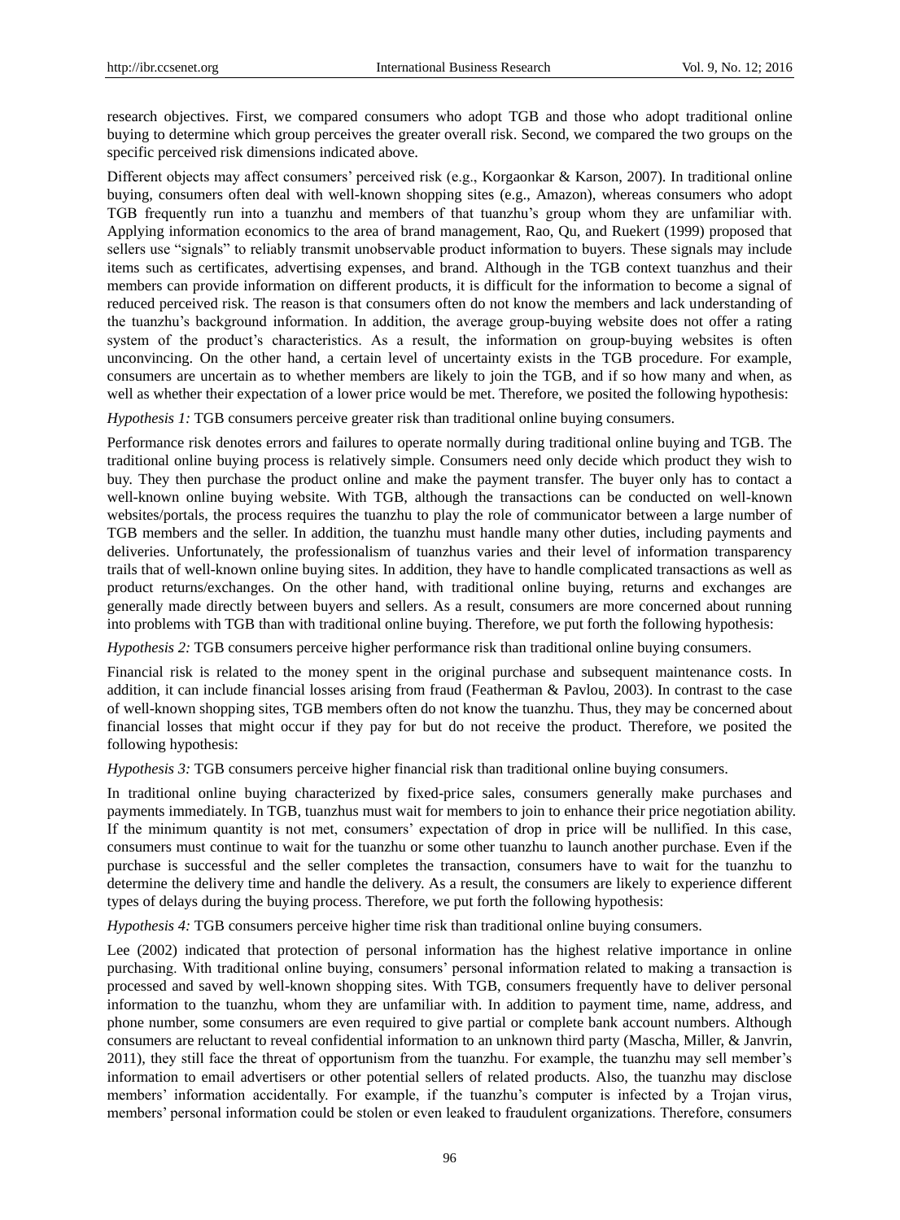research objectives. First, we compared consumers who adopt TGB and those who adopt traditional online buying to determine which group perceives the greater overall risk. Second, we compared the two groups on the specific perceived risk dimensions indicated above.

Different objects may affect consumers' perceived risk (e.g., Korgaonkar & Karson, 2007). In traditional online buying, consumers often deal with well-known shopping sites (e.g., Amazon), whereas consumers who adopt TGB frequently run into a tuanzhu and members of that tuanzhu's group whom they are unfamiliar with. Applying information economics to the area of brand management, Rao, Qu, and Ruekert (1999) proposed that sellers use "signals" to reliably transmit unobservable product information to buyers. These signals may include items such as certificates, advertising expenses, and brand. Although in the TGB context tuanzhus and their members can provide information on different products, it is difficult for the information to become a signal of reduced perceived risk. The reason is that consumers often do not know the members and lack understanding of the tuanzhu's background information. In addition, the average group-buying website does not offer a rating system of the product's characteristics. As a result, the information on group-buying websites is often unconvincing. On the other hand, a certain level of uncertainty exists in the TGB procedure. For example, consumers are uncertain as to whether members are likely to join the TGB, and if so how many and when, as well as whether their expectation of a lower price would be met. Therefore, we posited the following hypothesis:

*Hypothesis 1:* TGB consumers perceive greater risk than traditional online buying consumers.

Performance risk denotes errors and failures to operate normally during traditional online buying and TGB. The traditional online buying process is relatively simple. Consumers need only decide which product they wish to buy. They then purchase the product online and make the payment transfer. The buyer only has to contact a well-known online buying website. With TGB, although the transactions can be conducted on well-known websites/portals, the process requires the tuanzhu to play the role of communicator between a large number of TGB members and the seller. In addition, the tuanzhu must handle many other duties, including payments and deliveries. Unfortunately, the professionalism of tuanzhus varies and their level of information transparency trails that of well-known online buying sites. In addition, they have to handle complicated transactions as well as product returns/exchanges. On the other hand, with traditional online buying, returns and exchanges are generally made directly between buyers and sellers. As a result, consumers are more concerned about running into problems with TGB than with traditional online buying. Therefore, we put forth the following hypothesis:

*Hypothesis 2:* TGB consumers perceive higher performance risk than traditional online buying consumers.

Financial risk is related to the money spent in the original purchase and subsequent maintenance costs. In addition, it can include financial losses arising from fraud (Featherman & Pavlou, 2003). In contrast to the case of well-known shopping sites, TGB members often do not know the tuanzhu. Thus, they may be concerned about financial losses that might occur if they pay for but do not receive the product. Therefore, we posited the following hypothesis:

*Hypothesis 3:* TGB consumers perceive higher financial risk than traditional online buying consumers.

In traditional online buying characterized by fixed-price sales, consumers generally make purchases and payments immediately. In TGB, tuanzhus must wait for members to join to enhance their price negotiation ability. If the minimum quantity is not met, consumers' expectation of drop in price will be nullified. In this case, consumers must continue to wait for the tuanzhu or some other tuanzhu to launch another purchase. Even if the purchase is successful and the seller completes the transaction, consumers have to wait for the tuanzhu to determine the delivery time and handle the delivery. As a result, the consumers are likely to experience different types of delays during the buying process. Therefore, we put forth the following hypothesis:

*Hypothesis 4:* TGB consumers perceive higher time risk than traditional online buying consumers.

Lee (2002) indicated that protection of personal information has the highest relative importance in online purchasing. With traditional online buying, consumers' personal information related to making a transaction is processed and saved by well-known shopping sites. With TGB, consumers frequently have to deliver personal information to the tuanzhu, whom they are unfamiliar with. In addition to payment time, name, address, and phone number, some consumers are even required to give partial or complete bank account numbers. Although consumers are reluctant to reveal confidential information to an unknown third party (Mascha, Miller, & Janvrin, 2011), they still face the threat of opportunism from the tuanzhu. For example, the tuanzhu may sell member's information to email advertisers or other potential sellers of related products. Also, the tuanzhu may disclose members' information accidentally. For example, if the tuanzhu's computer is infected by a Trojan virus, members' personal information could be stolen or even leaked to fraudulent organizations. Therefore, consumers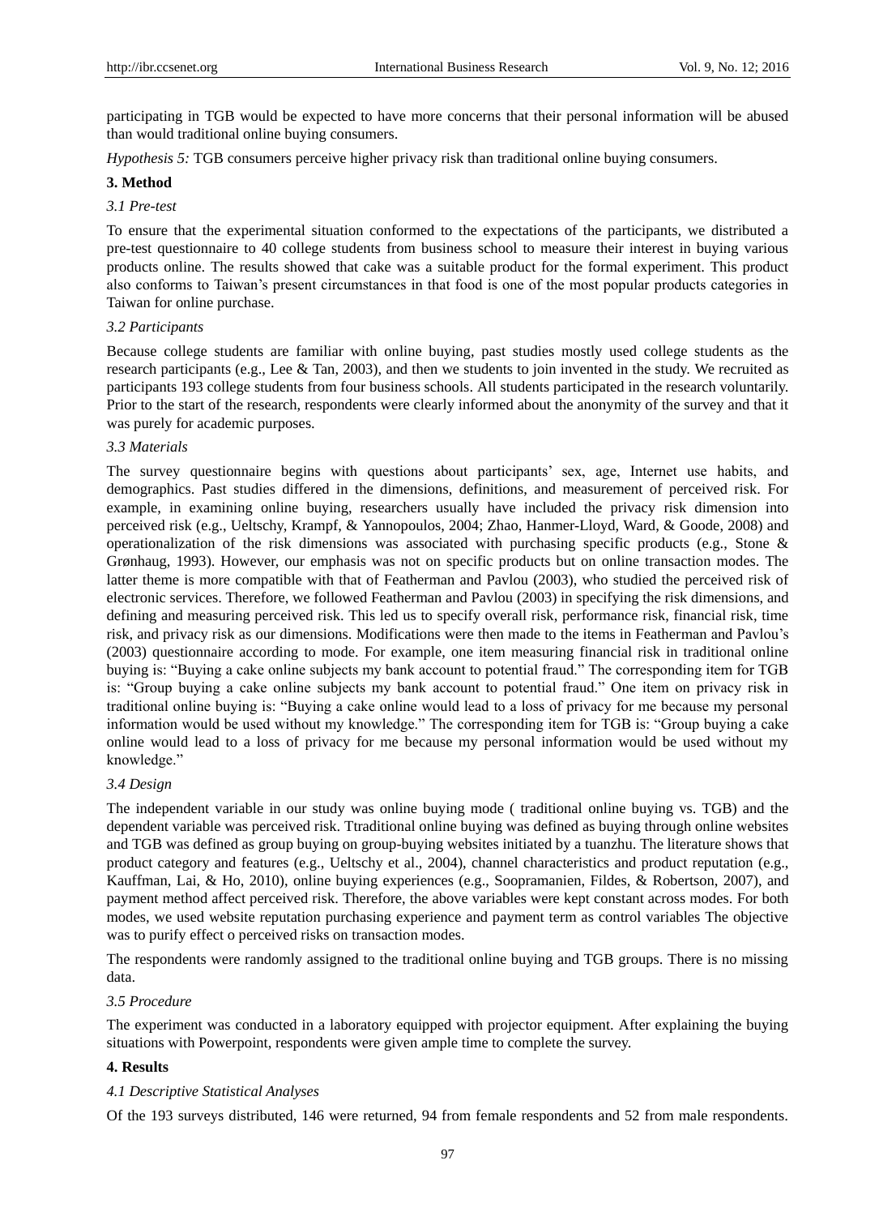participating in TGB would be expected to have more concerns that their personal information will be abused than would traditional online buying consumers.

*Hypothesis 5:* TGB consumers perceive higher privacy risk than traditional online buying consumers.

## 3. Method

### 3.1 Pre-test

To ensure that the experimental situation conformed to the expectations of the participants, we distributed a pre-test questionnaire to 40 college students from business school to measure their interest in buying various products online. The results showed that cake was a suitable product for the formal experiment. This product also conforms to Taiwan's present circumstances in that food is one of the most popular products categories in Taiwan for online purchase.

### 3.2 Participants

Because college students are familiar with online buying, past studies mostly used college students as the research participants (e.g., Lee & Tan, 2003), and then we students to join invented in the study. We recruited as participants 193 college students from four business schools. All students participated in the research voluntarily. Prior to the start of the research, respondents were clearly informed about the anonymity of the survey and that it was purely for academic purposes.

### 3.3 Materials

The survey questionnaire begins with questions about participants' sex, age, Internet use habits, and demographics. Past studies differed in the dimensions, definitions, and measurement of perceived risk. For example, in examining online buying, researchers usually have included the privacy risk dimension into perceived risk (e.g., Ueltschy, Krampf, & Yannopoulos, 2004; Zhao, Hanmer-Lloyd, Ward, & Goode, 2008) and operationalization of the risk dimensions was associated with purchasing specific products (e.g., Stone & Grønhaug, 1993). However, our emphasis was not on specific products but on online transaction modes. The latter theme is more compatible with that of Featherman and Pavlou (2003), who studied the perceived risk of electronic services. Therefore, we followed Featherman and Pavlou (2003) in specifying the risk dimensions, and defining and measuring perceived risk. This led us to specify overall risk, performance risk, financial risk, time risk, and privacy risk as our dimensions. Modifications were then made to the items in Featherman and Pavlou's (2003) questionnaire according to mode. For example, one item measuring financial risk in traditional online buying is: "Buying a cake online subjects my bank account to potential fraud." The corresponding item for TGB is: "Group buying a cake online subjects my bank account to potential fraud." One item on privacy risk in traditional online buying is: "Buying a cake online would lead to a loss of privacy for me because my personal information would be used without my knowledge." The corresponding item for TGB is: "Group buying a cake online would lead to a loss of privacy for me because my personal information would be used without my knowledge."

### 3.4 Design

The independent variable in our study was online buying mode ( traditional online buying vs. TGB) and the dependent variable was perceived risk. Ttraditional online buying was defined as buying through online websites and TGB was defined as group buying on group-buying websites initiated by a tuanzhu. The literature shows that product category and features (e.g., Ueltschy et al., 2004), channel characteristics and product reputation (e.g., Kauffman, Lai, & Ho, 2010), online buying experiences (e.g., Soopramanien, Fildes, & Robertson, 2007), and payment method affect perceived risk. Therefore, the above variables were kept constant across modes. For both modes, we used website reputation purchasing experience and payment term as control variables The objective was to purify effect o perceived risks on transaction modes.

The respondents were randomly assigned to the traditional online buying and TGB groups. There is no missing data.

### 3.5 Procedure

The experiment was conducted in a laboratory equipped with projector equipment. After explaining the buying situations with Powerpoint, respondents were given ample time to complete the survey.

## 4. Results

### 4.1 Descriptive Statistical Analyses

Of the 193 surveys distributed, 146 were returned, 94 from female respondents and 52 from male respondents.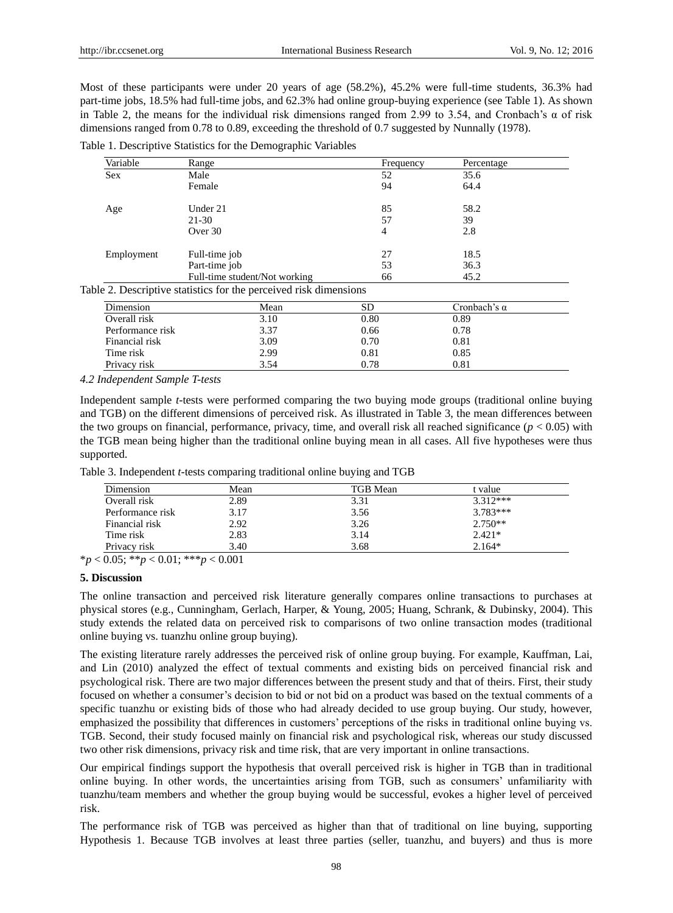Most of these participants were under 20 years of age (58.2%), 45.2% were full-time students, 36.3% had part-time jobs, 18.5% had full-time jobs, and 62.3% had online group-buying experience (see Table 1). As shown in Table 2, the means for the individual risk dimensions ranged from 2.99 to 3.54, and Cronbach's α of risk dimensions ranged from 0.78 to 0.89, exceeding the threshold of 0.7 suggested by Nunnally (1978).

Table 1. Descriptive Statistics for the Demographic Variables

| Variable | Range | Frequency | Percentage |
|---|---|---|---|
| Sex | Male | 52 | 35.6 |
| | Female | 94 | 64.4 |
| Age | Under 21 | 85 | 58.2 |
| | 21-30 | 57 | 39 |
| | Over 30 | 4 | 2.8 |
| Employment | Full-time job | 27 | 18.5 |
| | Part-time job | 53 | 36.3 |
| | Full-time student/Not working | 66 | 45.2 |

Table 2. Descriptive statistics for the perceived risk dimensions

| Dimension | Mean | SD | Cronbach's α |
|---|---|---|---|
| Overall risk | 3.10 | 0.80 | 0.89 |
| Performance risk | 3.37 | 0.66 | 0.78 |
| Financial risk | 3.09 | 0.70 | 0.81 |
| Time risk | 2.99 | 0.81 | 0.85 |
| Privacy risk | 3.54 | 0.78 | 0.81 |

*4.2 Independent Sample T-tests*

Independent sample *t*-tests were performed comparing the two buying mode groups (traditional online buying and TGB) on the different dimensions of perceived risk. As illustrated in Table 3, the mean differences between the two groups on financial, performance, privacy, time, and overall risk all reached significance ($p < 0.05$) with the TGB mean being higher than the traditional online buying mean in all cases. All five hypotheses were thus supported.

Table 3. Independent *t*-tests comparing traditional online buying and TGB

| Dimension | Mean | TGB Mean | t value |
|---|---|---|---|
| Overall risk | 2.89 | 3.31 | 3.312*** |
| Performance risk | 3.17 | 3.56 | 3.783*** |
| Financial risk | 2.92 | 3.26 | 2.750** |
| Time risk | 2.83 | 3.14 | 2.421* |
| Privacy risk | 3.40 | 3.68 | 2.164* |

*$p < 0.05$; **$p < 0.01$; ***$p < 0.001$

**5. Discussion**

The online transaction and perceived risk literature generally compares online transactions to purchases at physical stores (e.g., Cunningham, Gerlach, Harper, & Young, 2005; Huang, Schrank, & Dubinsky, 2004). This study extends the related data on perceived risk to comparisons of two online transaction modes (traditional online buying vs. tuanzhu online group buying).

The existing literature rarely addresses the perceived risk of online group buying. For example, Kauffman, Lai, and Lin (2010) analyzed the effect of textual comments and existing bids on perceived financial risk and psychological risk. There are two major differences between the present study and that of theirs. First, their study focused on whether a consumer's decision to bid or not bid on a product was based on the textual comments of a specific tuanzhu or existing bids of those who had already decided to use group buying. Our study, however, emphasized the possibility that differences in customers' perceptions of the risks in traditional online buying vs. TGB. Second, their study focused mainly on financial risk and psychological risk, whereas our study discussed two other risk dimensions, privacy risk and time risk, that are very important in online transactions.

Our empirical findings support the hypothesis that overall perceived risk is higher in TGB than in traditional online buying. In other words, the uncertainties arising from TGB, such as consumers' unfamiliarity with tuanzhu/team members and whether the group buying would be successful, evokes a higher level of perceived risk.

The performance risk of TGB was perceived as higher than that of traditional on line buying, supporting Hypothesis 1. Because TGB involves at least three parties (seller, tuanzhu, and buyers) and thus is more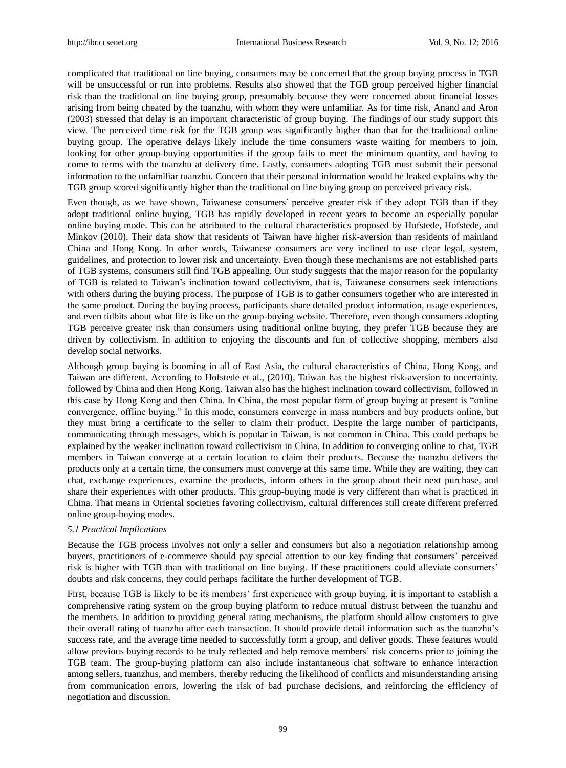complicated that traditional on line buying, consumers may be concerned that the group buying process in TGB will be unsuccessful or run into problems. Results also showed that the TGB group perceived higher financial risk than the traditional on line buying group, presumably because they were concerned about financial losses arising from being cheated by the tuanzhu, with whom they were unfamiliar. As for time risk, Anand and Aron (2003) stressed that delay is an important characteristic of group buying. The findings of our study support this view. The perceived time risk for the TGB group was significantly higher than that for the traditional online buying group. The operative delays likely include the time consumers waste waiting for members to join, looking for other group-buying opportunities if the group fails to meet the minimum quantity, and having to come to terms with the tuanzhu at delivery time. Lastly, consumers adopting TGB must submit their personal information to the unfamiliar tuanzhu. Concern that their personal information would be leaked explains why the TGB group scored significantly higher than the traditional on line buying group on perceived privacy risk.

Even though, as we have shown, Taiwanese consumers' perceive greater risk if they adopt TGB than if they adopt traditional online buying, TGB has rapidly developed in recent years to become an especially popular online buying mode. This can be attributed to the cultural characteristics proposed by Hofstede, Hofstede, and Minkov (2010). Their data show that residents of Taiwan have higher risk-aversion than residents of mainland China and Hong Kong. In other words, Taiwanese consumers are very inclined to use clear legal, system, guidelines, and protection to lower risk and uncertainty. Even though these mechanisms are not established parts of TGB systems, consumers still find TGB appealing. Our study suggests that the major reason for the popularity of TGB is related to Taiwan's inclination toward collectivism, that is, Taiwanese consumers seek interactions with others during the buying process. The purpose of TGB is to gather consumers together who are interested in the same product. During the buying process, participants share detailed product information, usage experiences, and even tidbits about what life is like on the group-buying website. Therefore, even though consumers adopting TGB perceive greater risk than consumers using traditional online buying, they prefer TGB because they are driven by collectivism. In addition to enjoying the discounts and fun of collective shopping, members also develop social networks.

Although group buying is booming in all of East Asia, the cultural characteristics of China, Hong Kong, and Taiwan are different. According to Hofstede et al., (2010), Taiwan has the highest risk-aversion to uncertainty, followed by China and then Hong Kong. Taiwan also has the highest inclination toward collectivism, followed in this case by Hong Kong and then China. In China, the most popular form of group buying at present is "online convergence, offline buying." In this mode, consumers converge in mass numbers and buy products online, but they must bring a certificate to the seller to claim their product. Despite the large number of participants, communicating through messages, which is popular in Taiwan, is not common in China. This could perhaps be explained by the weaker inclination toward collectivism in China. In addition to converging online to chat, TGB members in Taiwan converge at a certain location to claim their products. Because the tuanzhu delivers the products only at a certain time, the consumers must converge at this same time. While they are waiting, they can chat, exchange experiences, examine the products, inform others in the group about their next purchase, and share their experiences with other products. This group-buying mode is very different than what is practiced in China. That means in Oriental societies favoring collectivism, cultural differences still create different preferred online group-buying modes.

### *5.1 Practical Implications*

Because the TGB process involves not only a seller and consumers but also a negotiation relationship among buyers, practitioners of e-commerce should pay special attention to our key finding that consumers' perceived risk is higher with TGB than with traditional on line buying. If these practitioners could alleviate consumers' doubts and risk concerns, they could perhaps facilitate the further development of TGB.

First, because TGB is likely to be its members' first experience with group buying, it is important to establish a comprehensive rating system on the group buying platform to reduce mutual distrust between the tuanzhu and the members. In addition to providing general rating mechanisms, the platform should allow customers to give their overall rating of tuanzhu after each transaction. It should provide detail information such as the tuanzhu's success rate, and the average time needed to successfully form a group, and deliver goods. These features would allow previous buying records to be truly reflected and help remove members' risk concerns prior to joining the TGB team. The group-buying platform can also include instantaneous chat software to enhance interaction among sellers, tuanzhus, and members, thereby reducing the likelihood of conflicts and misunderstanding arising from communication errors, lowering the risk of bad purchase decisions, and reinforcing the efficiency of negotiation and discussion.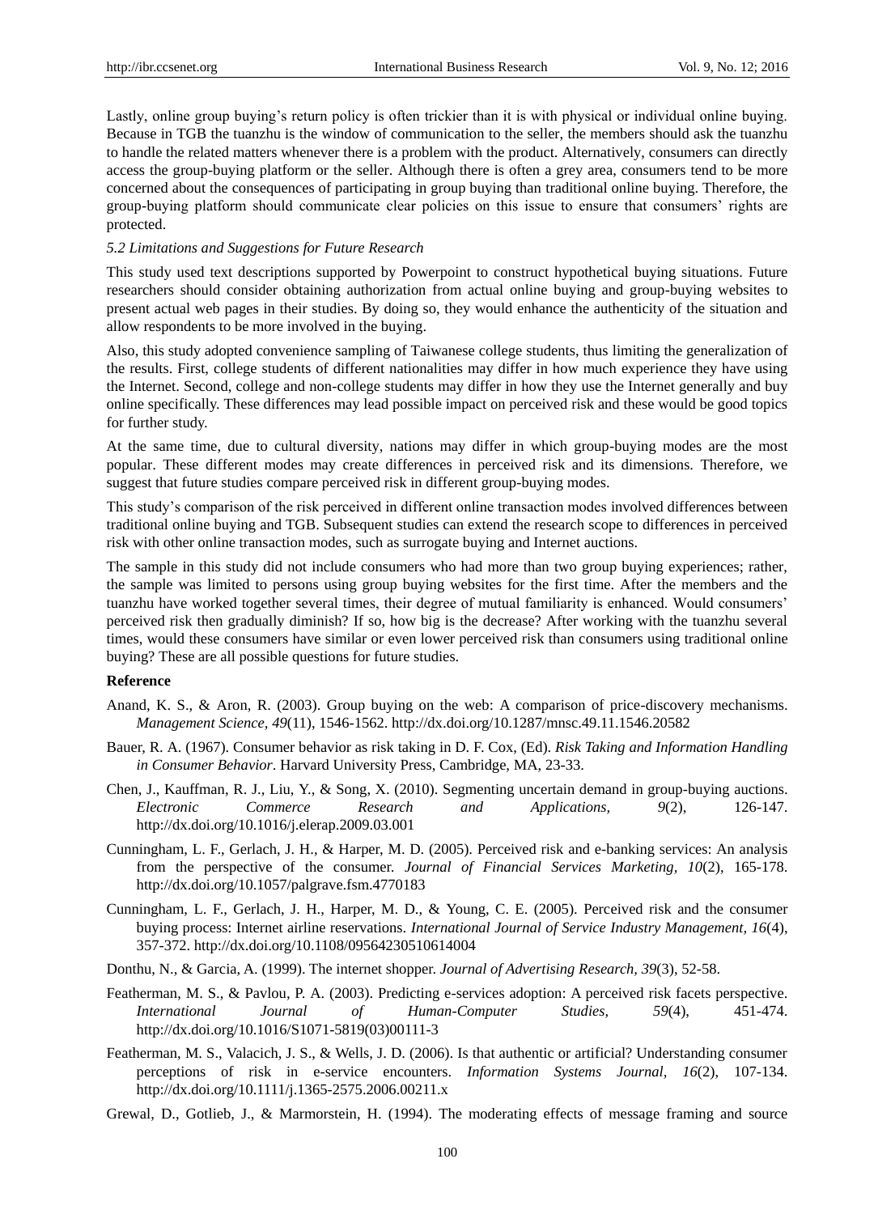Lastly, online group buying's return policy is often trickier than it is with physical or individual online buying. Because in TGB the tuanzhu is the window of communication to the seller, the members should ask the tuanzhu to handle the related matters whenever there is a problem with the product. Alternatively, consumers can directly access the group-buying platform or the seller. Although there is often a grey area, consumers tend to be more concerned about the consequences of participating in group buying than traditional online buying. Therefore, the group-buying platform should communicate clear policies on this issue to ensure that consumers' rights are protected.

### *5.2 Limitations and Suggestions for Future Research*

This study used text descriptions supported by Powerpoint to construct hypothetical buying situations. Future researchers should consider obtaining authorization from actual online buying and group-buying websites to present actual web pages in their studies. By doing so, they would enhance the authenticity of the situation and allow respondents to be more involved in the buying.

Also, this study adopted convenience sampling of Taiwanese college students, thus limiting the generalization of the results. First, college students of different nationalities may differ in how much experience they have using the Internet. Second, college and non-college students may differ in how they use the Internet generally and buy online specifically. These differences may lead possible impact on perceived risk and these would be good topics for further study.

At the same time, due to cultural diversity, nations may differ in which group-buying modes are the most popular. These different modes may create differences in perceived risk and its dimensions. Therefore, we suggest that future studies compare perceived risk in different group-buying modes.

This study's comparison of the risk perceived in different online transaction modes involved differences between traditional online buying and TGB. Subsequent studies can extend the research scope to differences in perceived risk with other online transaction modes, such as surrogate buying and Internet auctions.

The sample in this study did not include consumers who had more than two group buying experiences; rather, the sample was limited to persons using group buying websites for the first time. After the members and the tuanzhu have worked together several times, their degree of mutual familiarity is enhanced. Would consumers' perceived risk then gradually diminish? If so, how big is the decrease? After working with the tuanzhu several times, would these consumers have similar or even lower perceived risk than consumers using traditional online buying? These are all possible questions for future studies.

**Reference**

Anand, K. S., & Aron, R. (2003). Group buying on the web: A comparison of price-discovery mechanisms. *Management Science, 49*(11), 1546-1562. http://dx.doi.org/10.1287/mnsc.49.11.1546.20582

Bauer, R. A. (1967). Consumer behavior as risk taking in D. F. Cox, (Ed). *Risk Taking and Information Handling in Consumer Behavior*. Harvard University Press, Cambridge, MA, 23-33.

Chen, J., Kauffman, R. J., Liu, Y., & Song, X. (2010). Segmenting uncertain demand in group-buying auctions. *Electronic Commerce Research and Applications, 9*(2), 126-147. http://dx.doi.org/10.1016/j.elerap.2009.03.001

Cunningham, L. F., Gerlach, J. H., & Harper, M. D. (2005). Perceived risk and e-banking services: An analysis from the perspective of the consumer. *Journal of Financial Services Marketing, 10*(2), 165-178. http://dx.doi.org/10.1057/palgrave.fsm.4770183

Cunningham, L. F., Gerlach, J. H., Harper, M. D., & Young, C. E. (2005). Perceived risk and the consumer buying process: Internet airline reservations. *International Journal of Service Industry Management, 16*(4), 357-372. http://dx.doi.org/10.1108/09564230510614004

Donthu, N., & Garcia, A. (1999). The internet shopper. *Journal of Advertising Research, 39*(3), 52-58.

Featherman, M. S., & Pavlou, P. A. (2003). Predicting e-services adoption: A perceived risk facets perspective. *International Journal of Human-Computer Studies, 59*(4), 451-474. http://dx.doi.org/10.1016/S1071-5819(03)00111-3

Featherman, M. S., Valacich, J. S., & Wells, J. D. (2006). Is that authentic or artificial? Understanding consumer perceptions of risk in e-service encounters. *Information Systems Journal, 16*(2), 107-134. http://dx.doi.org/10.1111/j.1365-2575.2006.00211.x

Grewal, D., Gotlieb, J., & Marmorstein, H. (1994). The moderating effects of message framing and source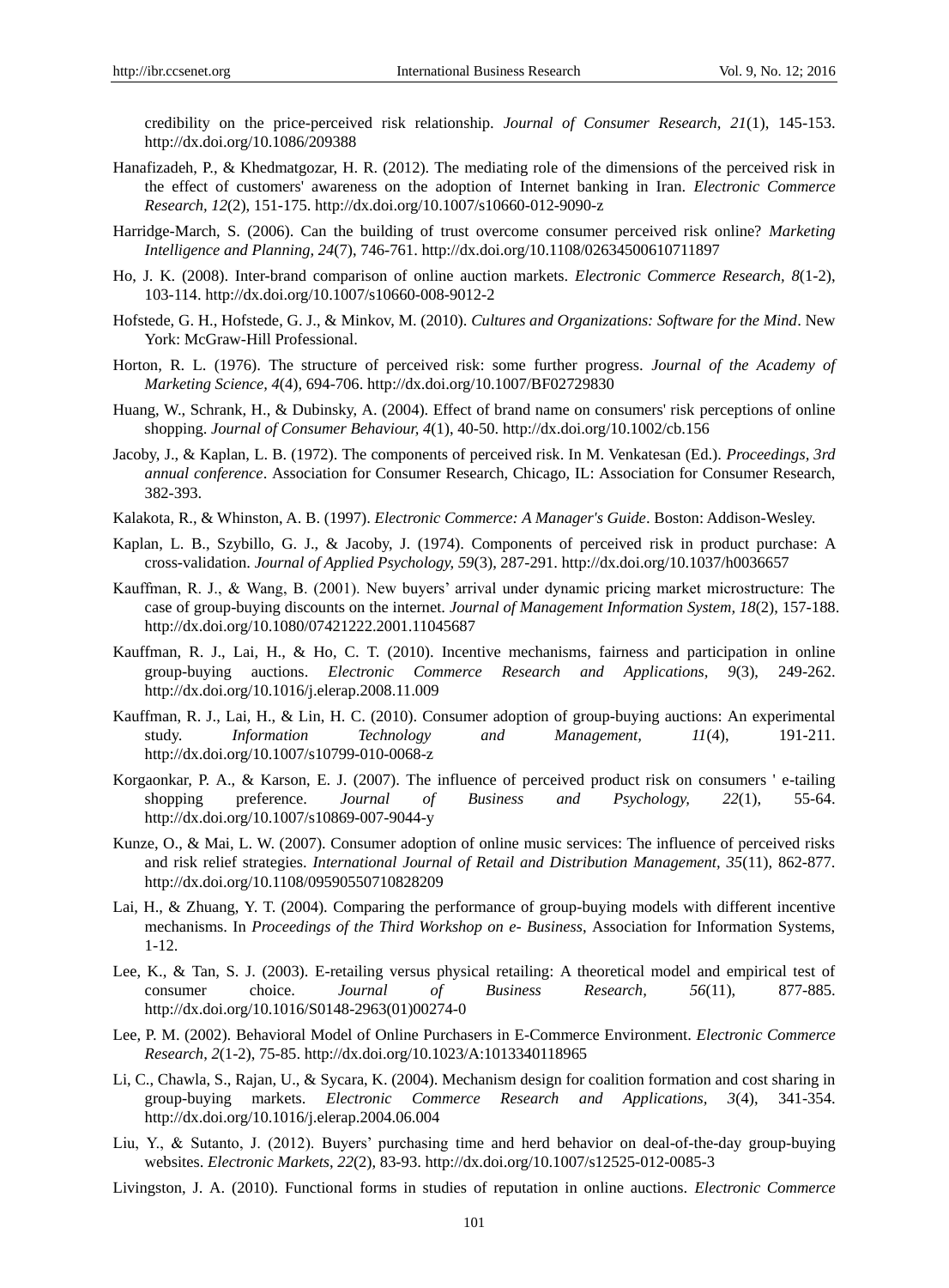credibility on the price-perceived risk relationship. *Journal of Consumer Research, 21*(1), 145-153. http://dx.doi.org/10.1086/209388

Hanafizadeh, P., & Khedmatgozar, H. R. (2012). The mediating role of the dimensions of the perceived risk in the effect of customers' awareness on the adoption of Internet banking in Iran. *Electronic Commerce Research, 12*(2), 151-175. http://dx.doi.org/10.1007/s10660-012-9090-z

Harridge-March, S. (2006). Can the building of trust overcome consumer perceived risk online? *Marketing Intelligence and Planning, 24*(7), 746-761. http://dx.doi.org/10.1108/02634500610711897

Ho, J. K. (2008). Inter-brand comparison of online auction markets. *Electronic Commerce Research, 8*(1-2), 103-114. http://dx.doi.org/10.1007/s10660-008-9012-2

Hofstede, G. H., Hofstede, G. J., & Minkov, M. (2010). *Cultures and Organizations: Software for the Mind*. New York: McGraw-Hill Professional.

Horton, R. L. (1976). The structure of perceived risk: some further progress. *Journal of the Academy of Marketing Science, 4*(4), 694-706. http://dx.doi.org/10.1007/BF02729830

Huang, W., Schrank, H., & Dubinsky, A. (2004). Effect of brand name on consumers' risk perceptions of online shopping. *Journal of Consumer Behaviour, 4*(1), 40-50. http://dx.doi.org/10.1002/cb.156

Jacoby, J., & Kaplan, L. B. (1972). The components of perceived risk. In M. Venkatesan (Ed.). *Proceedings, 3rd annual conference*. Association for Consumer Research, Chicago, IL: Association for Consumer Research, 382-393.

Kalakota, R., & Whinston, A. B. (1997). *Electronic Commerce: A Manager's Guide*. Boston: Addison-Wesley.

Kaplan, L. B., Szybillo, G. J., & Jacoby, J. (1974). Components of perceived risk in product purchase: A cross-validation. *Journal of Applied Psychology, 59*(3), 287-291. http://dx.doi.org/10.1037/h0036657

Kauffman, R. J., & Wang, B. (2001). New buyers' arrival under dynamic pricing market microstructure: The case of group-buying discounts on the internet. *Journal of Management Information System, 18*(2), 157-188. http://dx.doi.org/10.1080/07421222.2001.11045687

Kauffman, R. J., Lai, H., & Ho, C. T. (2010). Incentive mechanisms, fairness and participation in online group-buying auctions. *Electronic Commerce Research and Applications, 9*(3), 249-262. http://dx.doi.org/10.1016/j.elerap.2008.11.009

Kauffman, R. J., Lai, H., & Lin, H. C. (2010). Consumer adoption of group-buying auctions: An experimental study. *Information Technology and Management, 11*(4), 191-211. http://dx.doi.org/10.1007/s10799-010-0068-z

Korgaonkar, P. A., & Karson, E. J. (2007). The influence of perceived product risk on consumers ' e-tailing shopping preference. *Journal of Business and Psychology, 22*(1), 55-64. http://dx.doi.org/10.1007/s10869-007-9044-y

Kunze, O., & Mai, L. W. (2007). Consumer adoption of online music services: The influence of perceived risks and risk relief strategies. *International Journal of Retail and Distribution Management, 35*(11), 862-877. http://dx.doi.org/10.1108/09590550710828209

Lai, H., & Zhuang, Y. T. (2004). Comparing the performance of group-buying models with different incentive mechanisms. In *Proceedings of the Third Workshop on e- Business*, Association for Information Systems, 1-12.

Lee, K., & Tan, S. J. (2003). E-retailing versus physical retailing: A theoretical model and empirical test of consumer choice. *Journal of Business Research, 56*(11), 877-885. http://dx.doi.org/10.1016/S0148-2963(01)00274-0

Lee, P. M. (2002). Behavioral Model of Online Purchasers in E-Commerce Environment. *Electronic Commerce Research, 2*(1-2), 75-85. http://dx.doi.org/10.1023/A:1013340118965

Li, C., Chawla, S., Rajan, U., & Sycara, K. (2004). Mechanism design for coalition formation and cost sharing in group-buying markets. *Electronic Commerce Research and Applications, 3*(4), 341-354. http://dx.doi.org/10.1016/j.elerap.2004.06.004

Liu, Y., & Sutanto, J. (2012). Buyers' purchasing time and herd behavior on deal-of-the-day group-buying websites. *Electronic Markets, 22*(2), 83-93. http://dx.doi.org/10.1007/s12525-012-0085-3

Livingston, J. A. (2010). Functional forms in studies of reputation in online auctions. *Electronic Commerce*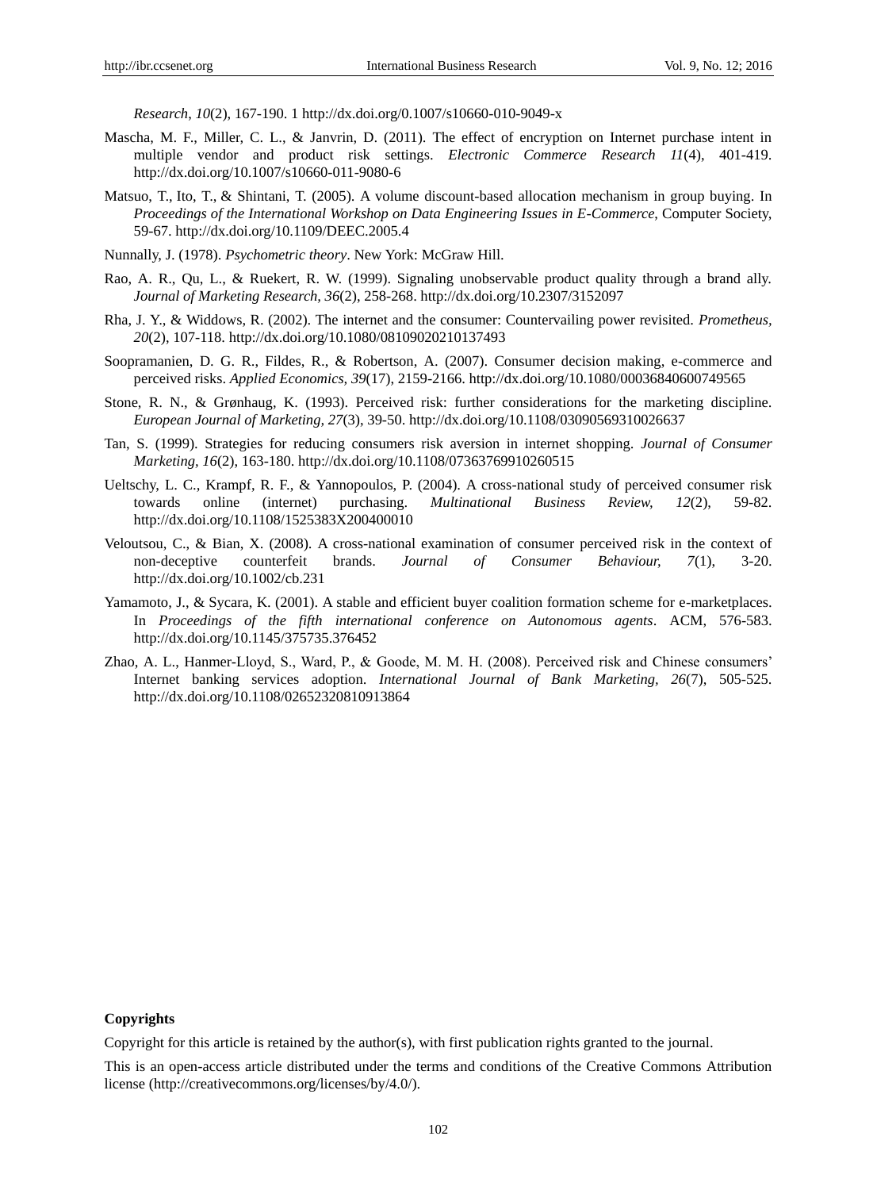*Research, 10*(2), 167-190. 1 http://dx.doi.org/0.1007/s10660-010-9049-x

Mascha, M. F., Miller, C. L., & Janvrin, D. (2011). The effect of encryption on Internet purchase intent in multiple vendor and product risk settings. *Electronic Commerce Research 11*(4), 401-419. http://dx.doi.org/10.1007/s10660-011-9080-6

Matsuo, T., Ito, T., & Shintani, T. (2005). A volume discount-based allocation mechanism in group buying. In *Proceedings of the International Workshop on Data Engineering Issues in E-Commerce*, Computer Society, 59-67. http://dx.doi.org/10.1109/DEEC.2005.4

Nunnally, J. (1978). *Psychometric theory*. New York: McGraw Hill.

Rao, A. R., Qu, L., & Ruekert, R. W. (1999). Signaling unobservable product quality through a brand ally. *Journal of Marketing Research, 36*(2), 258-268. http://dx.doi.org/10.2307/3152097

Rha, J. Y., & Widdows, R. (2002). The internet and the consumer: Countervailing power revisited. *Prometheus, 20*(2), 107-118. http://dx.doi.org/10.1080/08109020210137493

Soopramanien, D. G. R., Fildes, R., & Robertson, A. (2007). Consumer decision making, e-commerce and perceived risks. *Applied Economics, 39*(17), 2159-2166. http://dx.doi.org/10.1080/00036840600749565

Stone, R. N., & Grønhaug, K. (1993). Perceived risk: further considerations for the marketing discipline. *European Journal of Marketing, 27*(3), 39-50. http://dx.doi.org/10.1108/03090569310026637

Tan, S. (1999). Strategies for reducing consumers risk aversion in internet shopping. *Journal of Consumer Marketing, 16*(2), 163-180. http://dx.doi.org/10.1108/07363769910260515

Ueltschy, L. C., Krampf, R. F., & Yannopoulos, P. (2004). A cross-national study of perceived consumer risk towards online (internet) purchasing. *Multinational Business Review, 12*(2), 59-82. http://dx.doi.org/10.1108/1525383X200400010

Veloutsou, C., & Bian, X. (2008). A cross-national examination of consumer perceived risk in the context of non-deceptive counterfeit brands. *Journal of Consumer Behaviour, 7*(1), 3-20. http://dx.doi.org/10.1002/cb.231

Yamamoto, J., & Sycara, K. (2001). A stable and efficient buyer coalition formation scheme for e-marketplaces. In *Proceedings of the fifth international conference on Autonomous agents*. ACM, 576-583. http://dx.doi.org/10.1145/375735.376452

Zhao, A. L., Hanmer-Lloyd, S., Ward, P., & Goode, M. M. H. (2008). Perceived risk and Chinese consumers' Internet banking services adoption. *International Journal of Bank Marketing, 26*(7), 505-525. http://dx.doi.org/10.1108/02652320810913864

**Copyrights**

Copyright for this article is retained by the author(s), with first publication rights granted to the journal.

This is an open-access article distributed under the terms and conditions of the Creative Commons Attribution license (http://creativecommons.org/licenses/by/4.0/).